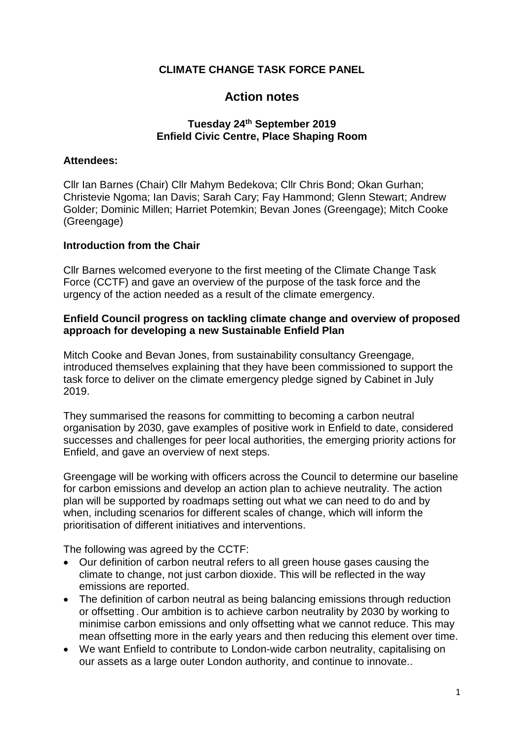**CLIMATE CHANGE TASK FORCE PANEL**

# Action notes

**Tuesday 24th September 2019**
**Enfield Civic Centre, Place Shaping Room**

**Attendees:**

Cllr Ian Barnes (Chair) Cllr Mahym Bedekova; Cllr Chris Bond; Okan Gurhan; Christevie Ngoma; Ian Davis; Sarah Cary; Fay Hammond; Glenn Stewart; Andrew Golder; Dominic Millen; Harriet Potemkin; Bevan Jones (Greengage); Mitch Cooke (Greengage)

**Introduction from the Chair**

Cllr Barnes welcomed everyone to the first meeting of the Climate Change Task Force (CCTF) and gave an overview of the purpose of the task force and the urgency of the action needed as a result of the climate emergency.

**Enfield Council progress on tackling climate change and overview of proposed approach for developing a new Sustainable Enfield Plan**

Mitch Cooke and Bevan Jones, from sustainability consultancy Greengage, introduced themselves explaining that they have been commissioned to support the task force to deliver on the climate emergency pledge signed by Cabinet in July 2019.

They summarised the reasons for committing to becoming a carbon neutral organisation by 2030, gave examples of positive work in Enfield to date, considered successes and challenges for peer local authorities, the emerging priority actions for Enfield, and gave an overview of next steps.

Greengage will be working with officers across the Council to determine our baseline for carbon emissions and develop an action plan to achieve neutrality. The action plan will be supported by roadmaps setting out what we can need to do and by when, including scenarios for different scales of change, which will inform the prioritisation of different initiatives and interventions.

The following was agreed by the CCTF:

- Our definition of carbon neutral refers to all green house gases causing the climate to change, not just carbon dioxide. This will be reflected in the way emissions are reported.
- The definition of carbon neutral as being balancing emissions through reduction or offsetting . Our ambition is to achieve carbon neutrality by 2030 by working to minimise carbon emissions and only offsetting what we cannot reduce. This may mean offsetting more in the early years and then reducing this element over time.
- We want Enfield to contribute to London-wide carbon neutrality, capitalising on our assets as a large outer London authority, and continue to innovate..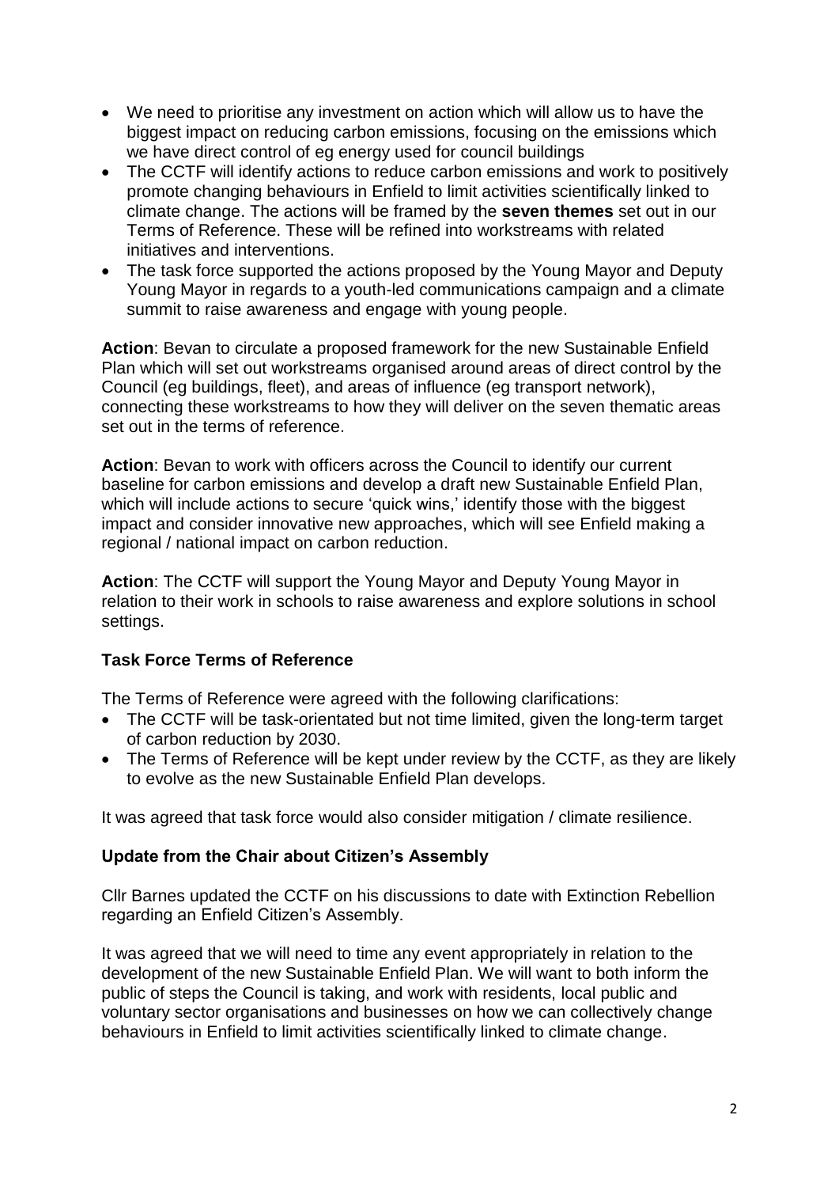- We need to prioritise any investment on action which will allow us to have the biggest impact on reducing carbon emissions, focusing on the emissions which we have direct control of eg energy used for council buildings
- The CCTF will identify actions to reduce carbon emissions and work to positively promote changing behaviours in Enfield to limit activities scientifically linked to climate change. The actions will be framed by the **seven themes** set out in our Terms of Reference. These will be refined into workstreams with related initiatives and interventions.
- The task force supported the actions proposed by the Young Mayor and Deputy Young Mayor in regards to a youth-led communications campaign and a climate summit to raise awareness and engage with young people.

**Action**: Bevan to circulate a proposed framework for the new Sustainable Enfield Plan which will set out workstreams organised around areas of direct control by the Council (eg buildings, fleet), and areas of influence (eg transport network), connecting these workstreams to how they will deliver on the seven thematic areas set out in the terms of reference.

**Action**: Bevan to work with officers across the Council to identify our current baseline for carbon emissions and develop a draft new Sustainable Enfield Plan, which will include actions to secure 'quick wins,' identify those with the biggest impact and consider innovative new approaches, which will see Enfield making a regional / national impact on carbon reduction.

**Action**: The CCTF will support the Young Mayor and Deputy Young Mayor in relation to their work in schools to raise awareness and explore solutions in school settings.

### Task Force Terms of Reference

The Terms of Reference were agreed with the following clarifications:

- The CCTF will be task-orientated but not time limited, given the long-term target of carbon reduction by 2030.
- The Terms of Reference will be kept under review by the CCTF, as they are likely to evolve as the new Sustainable Enfield Plan develops.

It was agreed that task force would also consider mitigation / climate resilience.

### Update from the Chair about Citizen's Assembly

Cllr Barnes updated the CCTF on his discussions to date with Extinction Rebellion regarding an Enfield Citizen's Assembly.

It was agreed that we will need to time any event appropriately in relation to the development of the new Sustainable Enfield Plan. We will want to both inform the public of steps the Council is taking, and work with residents, local public and voluntary sector organisations and businesses on how we can collectively change behaviours in Enfield to limit activities scientifically linked to climate change.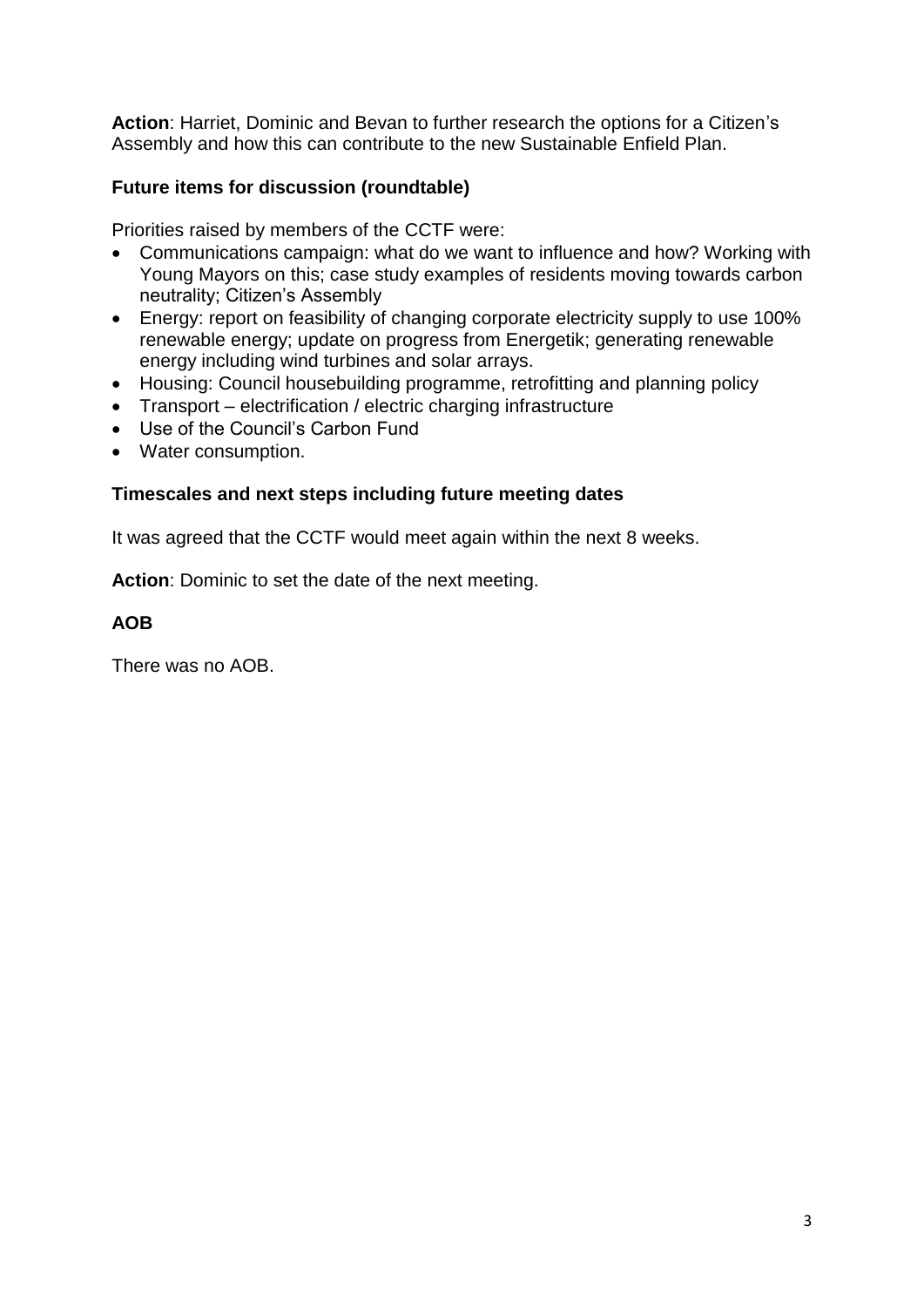**Action**: Harriet, Dominic and Bevan to further research the options for a Citizen's Assembly and how this can contribute to the new Sustainable Enfield Plan.

**Future items for discussion (roundtable)**

Priorities raised by members of the CCTF were:

- Communications campaign: what do we want to influence and how? Working with Young Mayors on this; case study examples of residents moving towards carbon neutrality; Citizen's Assembly
- Energy: report on feasibility of changing corporate electricity supply to use 100% renewable energy; update on progress from Energetik; generating renewable energy including wind turbines and solar arrays.
- Housing: Council housebuilding programme, retrofitting and planning policy
- Transport – electrification / electric charging infrastructure
- Use of the Council's Carbon Fund
- Water consumption.

**Timescales and next steps including future meeting dates**

It was agreed that the CCTF would meet again within the next 8 weeks.

**Action**: Dominic to set the date of the next meeting.

**AOB**

There was no AOB.